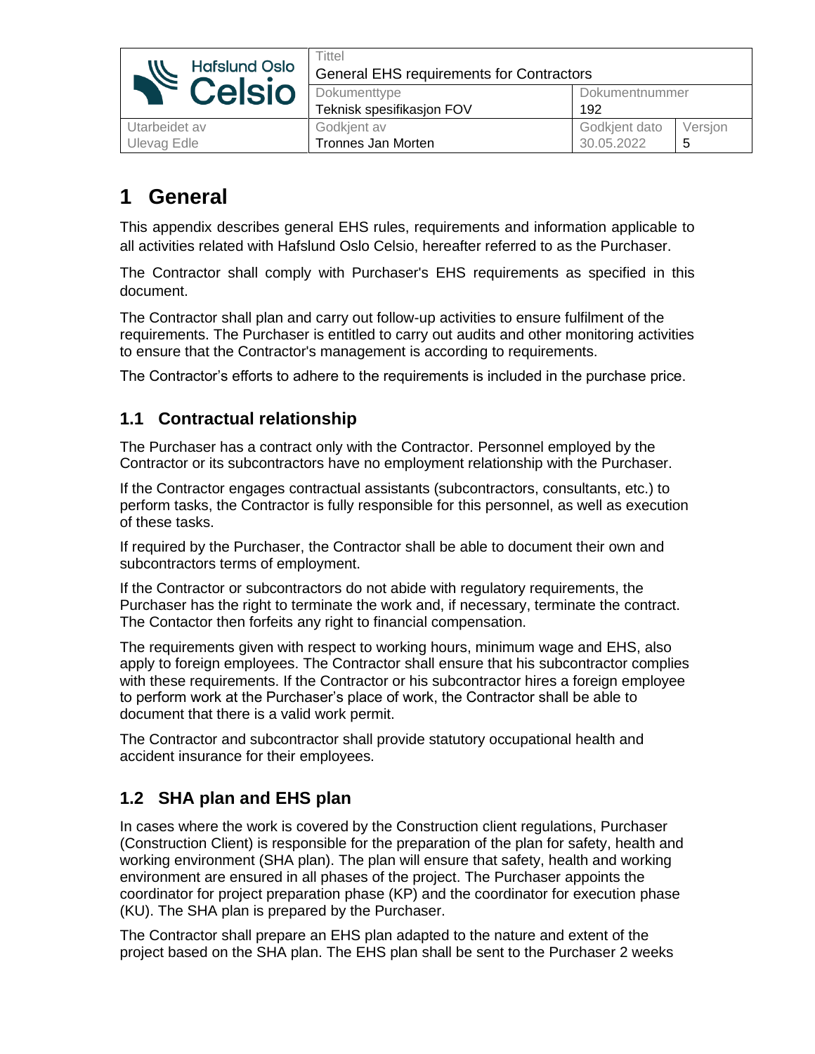| Hafslund Oslo Celsio | Tittel<br>General EHS requirements for Contractors | | |
|---|---|---|---|
| | Dokumenttype<br>Teknisk spesifikasjon FOV | Dokumentnummer<br>192 | |
| Utarbeidet av<br>Ulevag Edle | Godkjent av<br>Tronnes Jan Morten | Godkjent dato<br>30.05.2022 | Versjon<br>5 |

# 1 General

This appendix describes general EHS rules, requirements and information applicable to all activities related with Hafslund Oslo Celsio, hereafter referred to as the Purchaser.

The Contractor shall comply with Purchaser's EHS requirements as specified in this document.

The Contractor shall plan and carry out follow-up activities to ensure fulfilment of the requirements. The Purchaser is entitled to carry out audits and other monitoring activities to ensure that the Contractor's management is according to requirements.

The Contractor's efforts to adhere to the requirements is included in the purchase price.

## 1.1 Contractual relationship

The Purchaser has a contract only with the Contractor. Personnel employed by the Contractor or its subcontractors have no employment relationship with the Purchaser.

If the Contractor engages contractual assistants (subcontractors, consultants, etc.) to perform tasks, the Contractor is fully responsible for this personnel, as well as execution of these tasks.

If required by the Purchaser, the Contractor shall be able to document their own and subcontractors terms of employment.

If the Contractor or subcontractors do not abide with regulatory requirements, the Purchaser has the right to terminate the work and, if necessary, terminate the contract. The Contactor then forfeits any right to financial compensation.

The requirements given with respect to working hours, minimum wage and EHS, also apply to foreign employees. The Contractor shall ensure that his subcontractor complies with these requirements. If the Contractor or his subcontractor hires a foreign employee to perform work at the Purchaser's place of work, the Contractor shall be able to document that there is a valid work permit.

The Contractor and subcontractor shall provide statutory occupational health and accident insurance for their employees.

## 1.2 SHA plan and EHS plan

In cases where the work is covered by the Construction client regulations, Purchaser (Construction Client) is responsible for the preparation of the plan for safety, health and working environment (SHA plan). The plan will ensure that safety, health and working environment are ensured in all phases of the project. The Purchaser appoints the coordinator for project preparation phase (KP) and the coordinator for execution phase (KU). The SHA plan is prepared by the Purchaser.

The Contractor shall prepare an EHS plan adapted to the nature and extent of the project based on the SHA plan. The EHS plan shall be sent to the Purchaser 2 weeks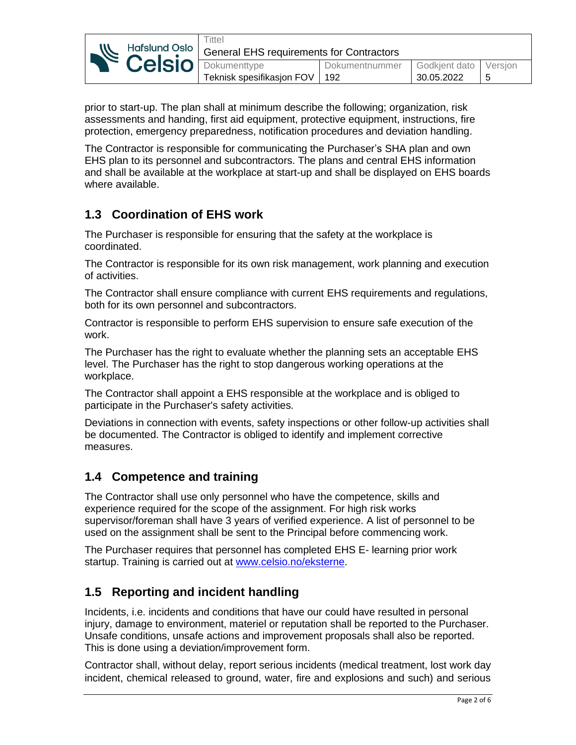prior to start-up. The plan shall at minimum describe the following; organization, risk assessments and handing, first aid equipment, protective equipment, instructions, fire protection, emergency preparedness, notification procedures and deviation handling.

The Contractor is responsible for communicating the Purchaser's SHA plan and own EHS plan to its personnel and subcontractors. The plans and central EHS information and shall be available at the workplace at start-up and shall be displayed on EHS boards where available.

## 1.3 Coordination of EHS work

The Purchaser is responsible for ensuring that the safety at the workplace is coordinated.

The Contractor is responsible for its own risk management, work planning and execution of activities.

The Contractor shall ensure compliance with current EHS requirements and regulations, both for its own personnel and subcontractors.

Contractor is responsible to perform EHS supervision to ensure safe execution of the work.

The Purchaser has the right to evaluate whether the planning sets an acceptable EHS level. The Purchaser has the right to stop dangerous working operations at the workplace.

The Contractor shall appoint a EHS responsible at the workplace and is obliged to participate in the Purchaser's safety activities.

Deviations in connection with events, safety inspections or other follow-up activities shall be documented. The Contractor is obliged to identify and implement corrective measures.

## 1.4 Competence and training

The Contractor shall use only personnel who have the competence, skills and experience required for the scope of the assignment. For high risk works supervisor/foreman shall have 3 years of verified experience. A list of personnel to be used on the assignment shall be sent to the Principal before commencing work.

The Purchaser requires that personnel has completed EHS E- learning prior work startup. Training is carried out at [www.celsio.no/eksterne](www.celsio.no/eksterne).

## 1.5 Reporting and incident handling

Incidents, i.e. incidents and conditions that have our could have resulted in personal injury, damage to environment, materiel or reputation shall be reported to the Purchaser. Unsafe conditions, unsafe actions and improvement proposals shall also be reported. This is done using a deviation/improvement form.

Contractor shall, without delay, report serious incidents (medical treatment, lost work day incident, chemical released to ground, water, fire and explosions and such) and serious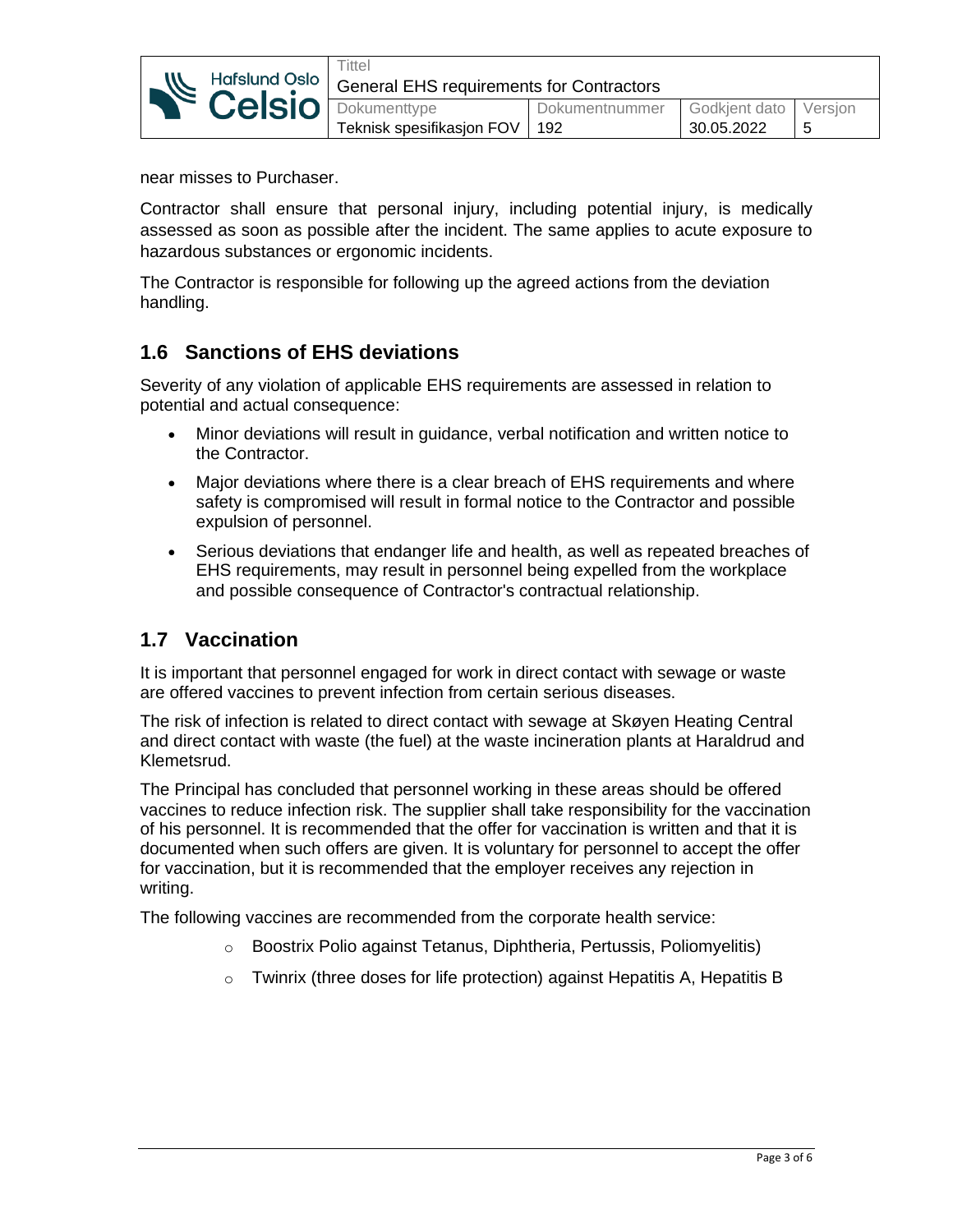near misses to Purchaser.

Contractor shall ensure that personal injury, including potential injury, is medically assessed as soon as possible after the incident. The same applies to acute exposure to hazardous substances or ergonomic incidents.

The Contractor is responsible for following up the agreed actions from the deviation handling.

## 1.6 Sanctions of EHS deviations

Severity of any violation of applicable EHS requirements are assessed in relation to potential and actual consequence:

- Minor deviations will result in guidance, verbal notification and written notice to the Contractor.
- Major deviations where there is a clear breach of EHS requirements and where safety is compromised will result in formal notice to the Contractor and possible expulsion of personnel.
- Serious deviations that endanger life and health, as well as repeated breaches of EHS requirements, may result in personnel being expelled from the workplace and possible consequence of Contractor's contractual relationship.

## 1.7 Vaccination

It is important that personnel engaged for work in direct contact with sewage or waste are offered vaccines to prevent infection from certain serious diseases.

The risk of infection is related to direct contact with sewage at Skøyen Heating Central and direct contact with waste (the fuel) at the waste incineration plants at Haraldrud and Klemetsrud.

The Principal has concluded that personnel working in these areas should be offered vaccines to reduce infection risk. The supplier shall take responsibility for the vaccination of his personnel. It is recommended that the offer for vaccination is written and that it is documented when such offers are given. It is voluntary for personnel to accept the offer for vaccination, but it is recommended that the employer receives any rejection in writing.

The following vaccines are recommended from the corporate health service:

- Boostrix Polio against Tetanus, Diphtheria, Pertussis, Poliomyelitis)
- Twinrix (three doses for life protection) against Hepatitis A, Hepatitis B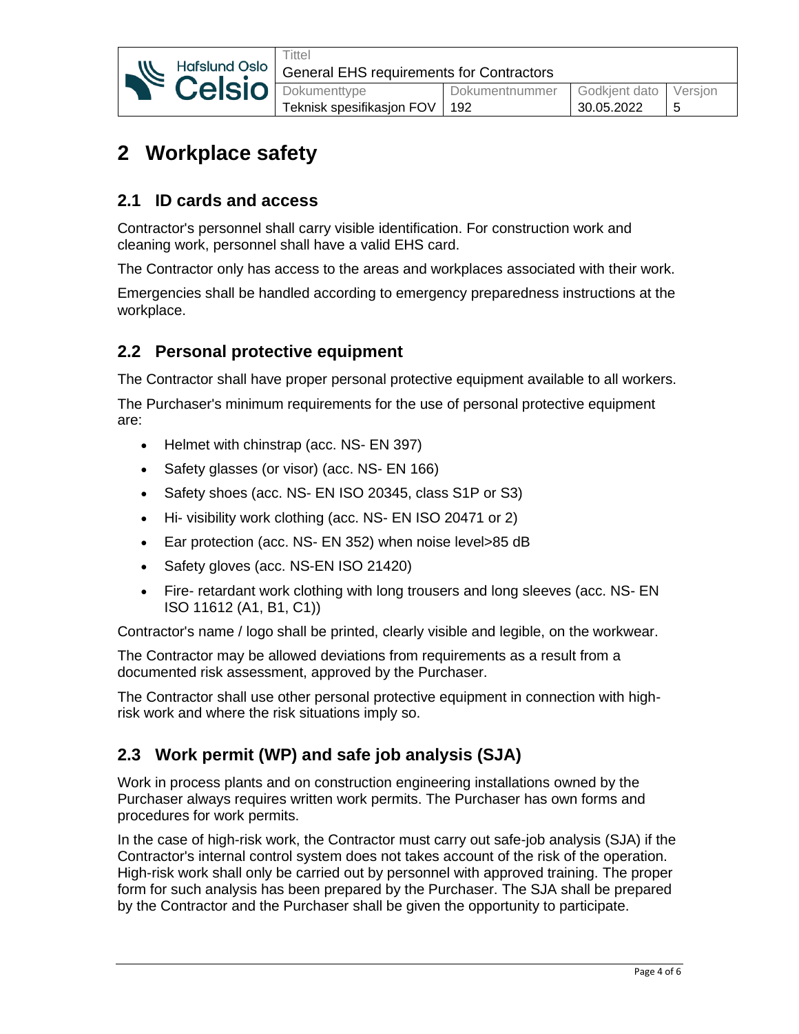# 2 Workplace safety

## 2.1 ID cards and access

Contractor's personnel shall carry visible identification. For construction work and cleaning work, personnel shall have a valid EHS card.

The Contractor only has access to the areas and workplaces associated with their work.

Emergencies shall be handled according to emergency preparedness instructions at the workplace.

## 2.2 Personal protective equipment

The Contractor shall have proper personal protective equipment available to all workers.

The Purchaser's minimum requirements for the use of personal protective equipment are:

- Helmet with chinstrap (acc. NS- EN 397)
- Safety glasses (or visor) (acc. NS- EN 166)
- Safety shoes (acc. NS- EN ISO 20345, class S1P or S3)
- Hi- visibility work clothing (acc. NS- EN ISO 20471 or 2)
- Ear protection (acc. NS- EN 352) when noise level>85 dB
- Safety gloves (acc. NS-EN ISO 21420)
- Fire- retardant work clothing with long trousers and long sleeves (acc. NS- EN ISO 11612 (A1, B1, C1))

Contractor's name / logo shall be printed, clearly visible and legible, on the workwear.

The Contractor may be allowed deviations from requirements as a result from a documented risk assessment, approved by the Purchaser.

The Contractor shall use other personal protective equipment in connection with high-risk work and where the risk situations imply so.

## 2.3 Work permit (WP) and safe job analysis (SJA)

Work in process plants and on construction engineering installations owned by the Purchaser always requires written work permits. The Purchaser has own forms and procedures for work permits.

In the case of high-risk work, the Contractor must carry out safe-job analysis (SJA) if the Contractor's internal control system does not takes account of the risk of the operation. High-risk work shall only be carried out by personnel with approved training. The proper form for such analysis has been prepared by the Purchaser. The SJA shall be prepared by the Contractor and the Purchaser shall be given the opportunity to participate.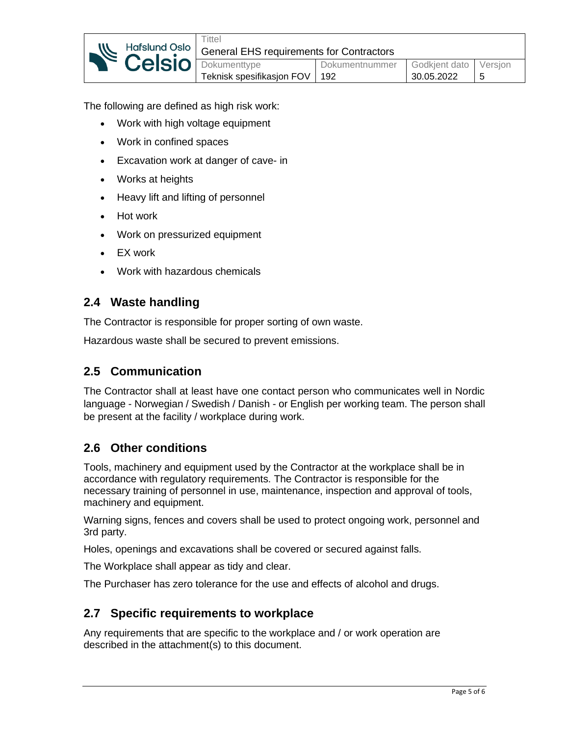The following are defined as high risk work:

- Work with high voltage equipment
- Work in confined spaces
- Excavation work at danger of cave- in
- Works at heights
- Heavy lift and lifting of personnel
- Hot work
- Work on pressurized equipment
- EX work
- Work with hazardous chemicals

## 2.4 Waste handling

The Contractor is responsible for proper sorting of own waste.

Hazardous waste shall be secured to prevent emissions.

## 2.5 Communication

The Contractor shall at least have one contact person who communicates well in Nordic language - Norwegian / Swedish / Danish - or English per working team. The person shall be present at the facility / workplace during work.

## 2.6 Other conditions

Tools, machinery and equipment used by the Contractor at the workplace shall be in accordance with regulatory requirements. The Contractor is responsible for the necessary training of personnel in use, maintenance, inspection and approval of tools, machinery and equipment.

Warning signs, fences and covers shall be used to protect ongoing work, personnel and 3rd party.

Holes, openings and excavations shall be covered or secured against falls.

The Workplace shall appear as tidy and clear.

The Purchaser has zero tolerance for the use and effects of alcohol and drugs.

## 2.7 Specific requirements to workplace

Any requirements that are specific to the workplace and / or work operation are described in the attachment(s) to this document.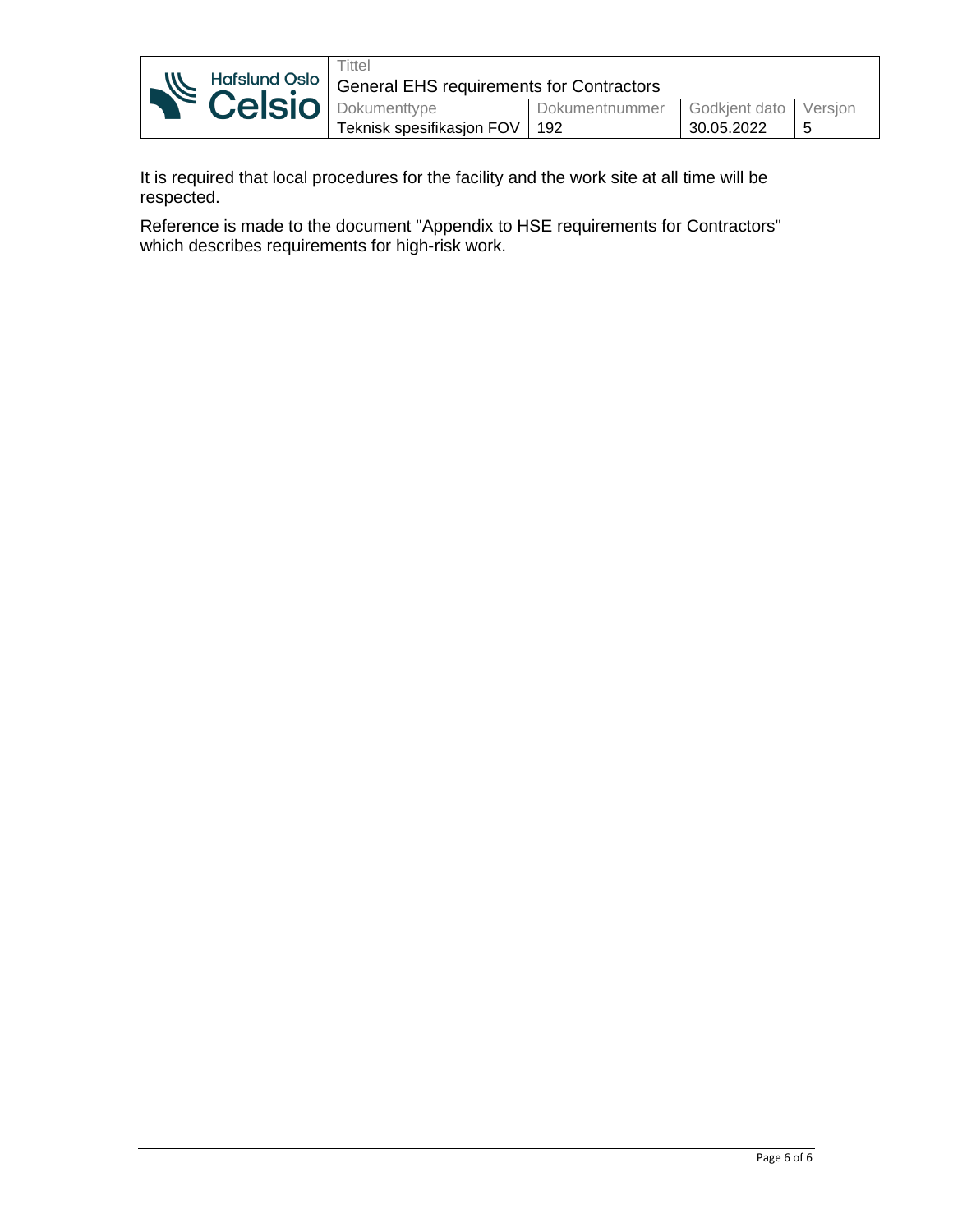It is required that local procedures for the facility and the work site at all time will be respected.

Reference is made to the document "Appendix to HSE requirements for Contractors" which describes requirements for high-risk work.